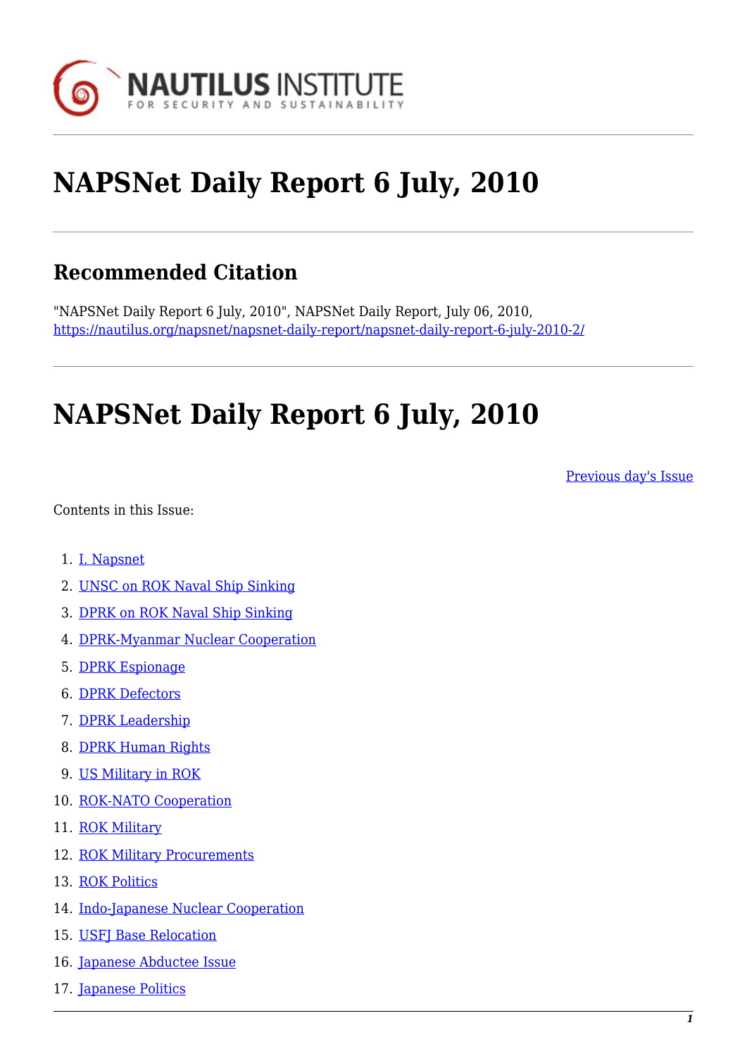NAUTILUS INSTITUTE FOR SECURITY AND SUSTAINABILITY

# NAPSNet Daily Report 6 July, 2010

## Recommended Citation

"NAPSNet Daily Report 6 July, 2010", NAPSNet Daily Report, July 06, 2010, https://nautilus.org/napsnet/napsnet-daily-report/napsnet-daily-report-6-july-2010-2/

# NAPSNet Daily Report 6 July, 2010

Previous day's Issue

Contents in this Issue:

1. I. Napsnet
2. UNSC on ROK Naval Ship Sinking
3. DPRK on ROK Naval Ship Sinking
4. DPRK-Myanmar Nuclear Cooperation
5. DPRK Espionage
6. DPRK Defectors
7. DPRK Leadership
8. DPRK Human Rights
9. US Military in ROK
10. ROK-NATO Cooperation
11. ROK Military
12. ROK Military Procurements
13. ROK Politics
14. Indo-Japanese Nuclear Cooperation
15. USFJ Base Relocation
16. Japanese Abductee Issue
17. Japanese Politics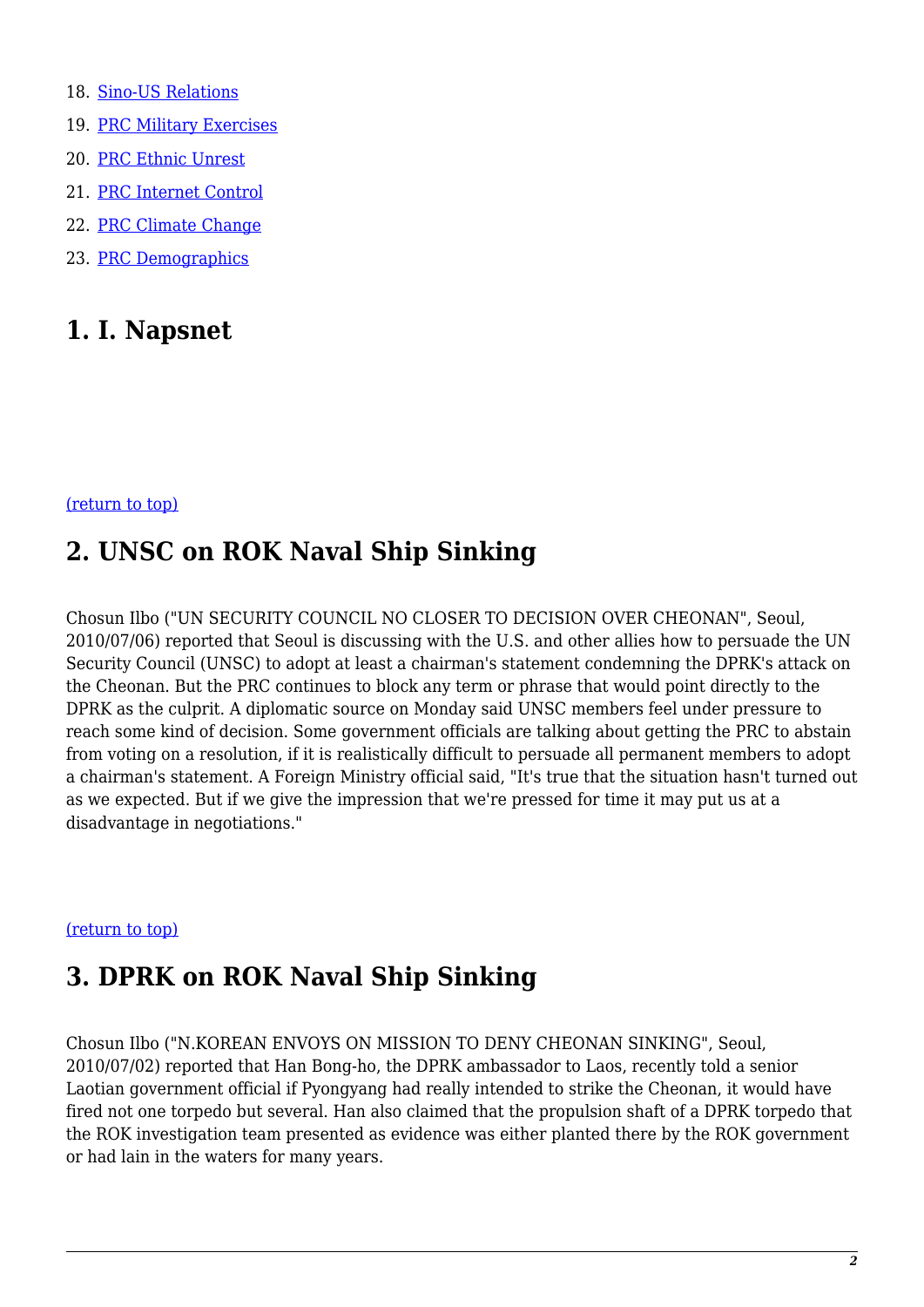18. [Sino-US Relations]
19. [PRC Military Exercises]
20. [PRC Ethnic Unrest]
21. [PRC Internet Control]
22. [PRC Climate Change]
23. [PRC Demographics]

## 1. I. Napsnet

(return to top)

## 2. UNSC on ROK Naval Ship Sinking

Chosun Ilbo ("UN SECURITY COUNCIL NO CLOSER TO DECISION OVER CHEONAN", Seoul, 2010/07/06) reported that Seoul is discussing with the U.S. and other allies how to persuade the UN Security Council (UNSC) to adopt at least a chairman's statement condemning the DPRK's attack on the Cheonan. But the PRC continues to block any term or phrase that would point directly to the DPRK as the culprit. A diplomatic source on Monday said UNSC members feel under pressure to reach some kind of decision. Some government officials are talking about getting the PRC to abstain from voting on a resolution, if it is realistically difficult to persuade all permanent members to adopt a chairman's statement. A Foreign Ministry official said, "It's true that the situation hasn't turned out as we expected. But if we give the impression that we're pressed for time it may put us at a disadvantage in negotiations."

(return to top)

## 3. DPRK on ROK Naval Ship Sinking

Chosun Ilbo ("N.KOREAN ENVOYS ON MISSION TO DENY CHEONAN SINKING", Seoul, 2010/07/02) reported that Han Bong-ho, the DPRK ambassador to Laos, recently told a senior Laotian government official if Pyongyang had really intended to strike the Cheonan, it would have fired not one torpedo but several. Han also claimed that the propulsion shaft of a DPRK torpedo that the ROK investigation team presented as evidence was either planted there by the ROK government or had lain in the waters for many years.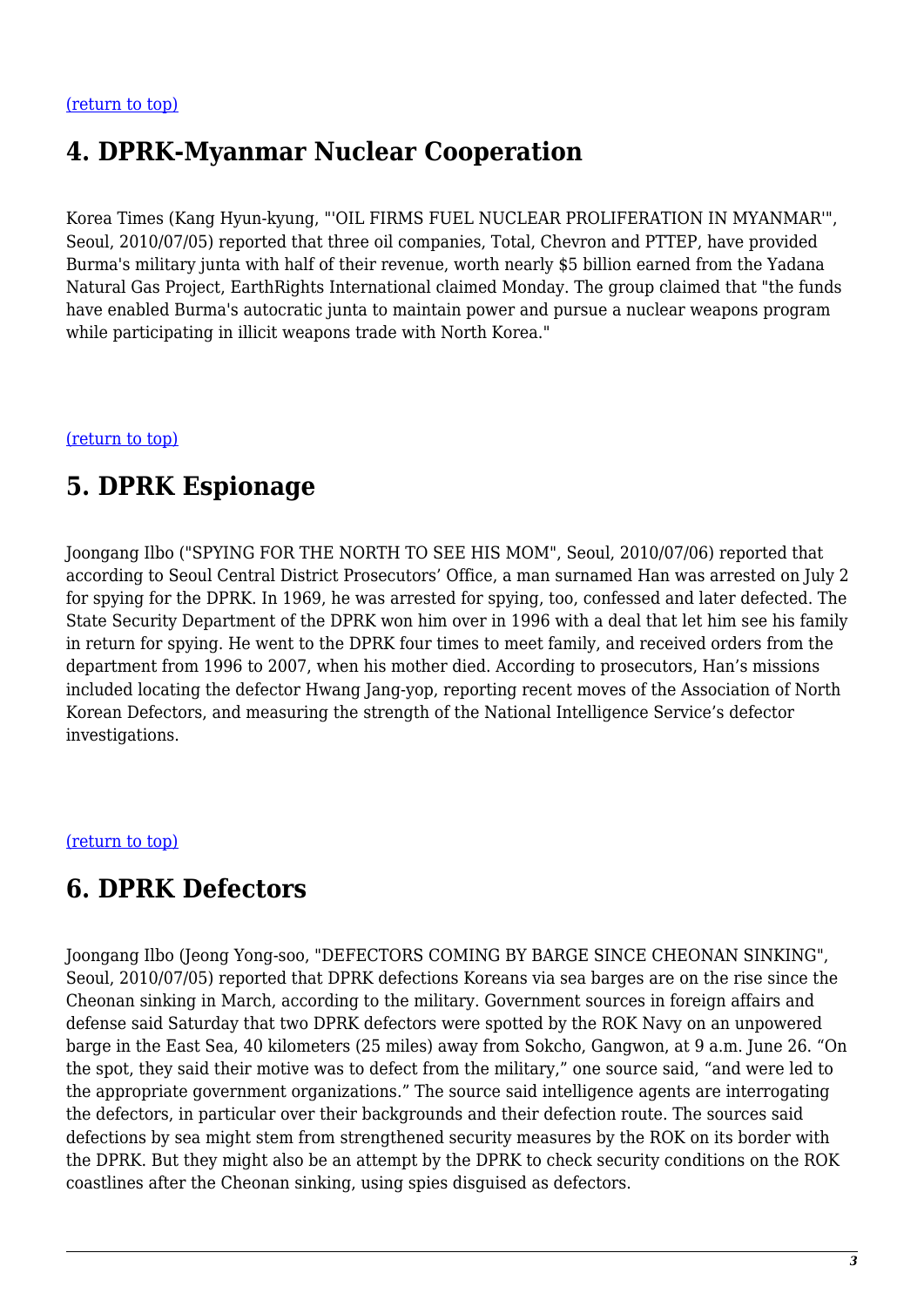[(return to top)]

## 4. DPRK-Myanmar Nuclear Cooperation

Korea Times (Kang Hyun-kyung, "'OIL FIRMS FUEL NUCLEAR PROLIFERATION IN MYANMAR'", Seoul, 2010/07/05) reported that three oil companies, Total, Chevron and PTTEP, have provided Burma's military junta with half of their revenue, worth nearly $5 billion earned from the Yadana Natural Gas Project, EarthRights International claimed Monday. The group claimed that "the funds have enabled Burma's autocratic junta to maintain power and pursue a nuclear weapons program while participating in illicit weapons trade with North Korea."

[(return to top)]

## 5. DPRK Espionage

Joongang Ilbo ("SPYING FOR THE NORTH TO SEE HIS MOM", Seoul, 2010/07/06) reported that according to Seoul Central District Prosecutors' Office, a man surnamed Han was arrested on July 2 for spying for the DPRK. In 1969, he was arrested for spying, too, confessed and later defected. The State Security Department of the DPRK won him over in 1996 with a deal that let him see his family in return for spying. He went to the DPRK four times to meet family, and received orders from the department from 1996 to 2007, when his mother died. According to prosecutors, Han's missions included locating the defector Hwang Jang-yop, reporting recent moves of the Association of North Korean Defectors, and measuring the strength of the National Intelligence Service's defector investigations.

[(return to top)]

## 6. DPRK Defectors

Joongang Ilbo (Jeong Yong-soo, "DEFECTORS COMING BY BARGE SINCE CHEONAN SINKING", Seoul, 2010/07/05) reported that DPRK defections Koreans via sea barges are on the rise since the Cheonan sinking in March, according to the military. Government sources in foreign affairs and defense said Saturday that two DPRK defectors were spotted by the ROK Navy on an unpowered barge in the East Sea, 40 kilometers (25 miles) away from Sokcho, Gangwon, at 9 a.m. June 26. "On the spot, they said their motive was to defect from the military," one source said, "and were led to the appropriate government organizations." The source said intelligence agents are interrogating the defectors, in particular over their backgrounds and their defection route. The sources said defections by sea might stem from strengthened security measures by the ROK on its border with the DPRK. But they might also be an attempt by the DPRK to check security conditions on the ROK coastlines after the Cheonan sinking, using spies disguised as defectors.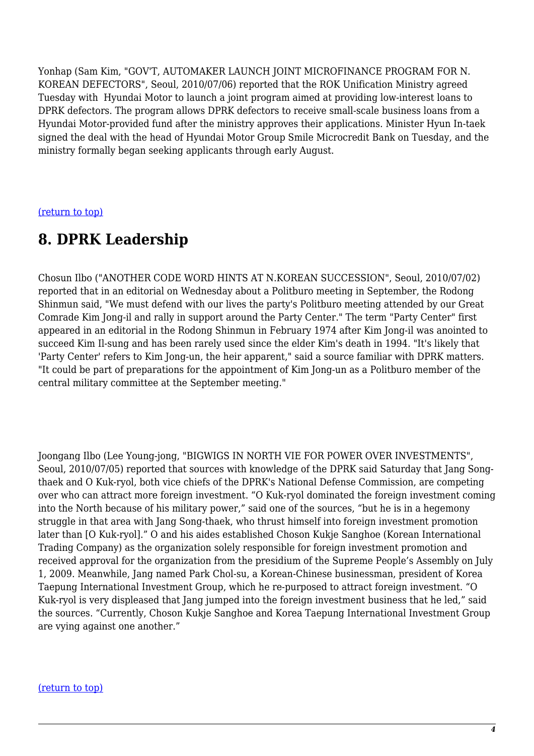Yonhap (Sam Kim, "GOV'T, AUTOMAKER LAUNCH JOINT MICROFINANCE PROGRAM FOR N. KOREAN DEFECTORS", Seoul, 2010/07/06) reported that the ROK Unification Ministry agreed Tuesday with Hyundai Motor to launch a joint program aimed at providing low-interest loans to DPRK defectors. The program allows DPRK defectors to receive small-scale business loans from a Hyundai Motor-provided fund after the ministry approves their applications. Minister Hyun In-taek signed the deal with the head of Hyundai Motor Group Smile Microcredit Bank on Tuesday, and the ministry formally began seeking applicants through early August.

(return to top)

## 8. DPRK Leadership

Chosun Ilbo ("ANOTHER CODE WORD HINTS AT N.KOREAN SUCCESSION", Seoul, 2010/07/02) reported that in an editorial on Wednesday about a Politburo meeting in September, the Rodong Shinmun said, "We must defend with our lives the party's Politburo meeting attended by our Great Comrade Kim Jong-il and rally in support around the Party Center." The term "Party Center" first appeared in an editorial in the Rodong Shinmun in February 1974 after Kim Jong-il was anointed to succeed Kim Il-sung and has been rarely used since the elder Kim's death in 1994. "It's likely that 'Party Center' refers to Kim Jong-un, the heir apparent," said a source familiar with DPRK matters. "It could be part of preparations for the appointment of Kim Jong-un as a Politburo member of the central military committee at the September meeting."

Joongang Ilbo (Lee Young-jong, "BIGWIGS IN NORTH VIE FOR POWER OVER INVESTMENTS", Seoul, 2010/07/05) reported that sources with knowledge of the DPRK said Saturday that Jang Song-thaek and O Kuk-ryol, both vice chiefs of the DPRK's National Defense Commission, are competing over who can attract more foreign investment. "O Kuk-ryol dominated the foreign investment coming into the North because of his military power," said one of the sources, "but he is in a hegemony struggle in that area with Jang Song-thaek, who thrust himself into foreign investment promotion later than [O Kuk-ryol]." O and his aides established Choson Kukje Sanghoe (Korean International Trading Company) as the organization solely responsible for foreign investment promotion and received approval for the organization from the presidium of the Supreme People's Assembly on July 1, 2009. Meanwhile, Jang named Park Chol-su, a Korean-Chinese businessman, president of Korea Taepung International Investment Group, which he re-purposed to attract foreign investment. "O Kuk-ryol is very displeased that Jang jumped into the foreign investment business that he led," said the sources. "Currently, Choson Kukje Sanghoe and Korea Taepung International Investment Group are vying against one another."

(return to top)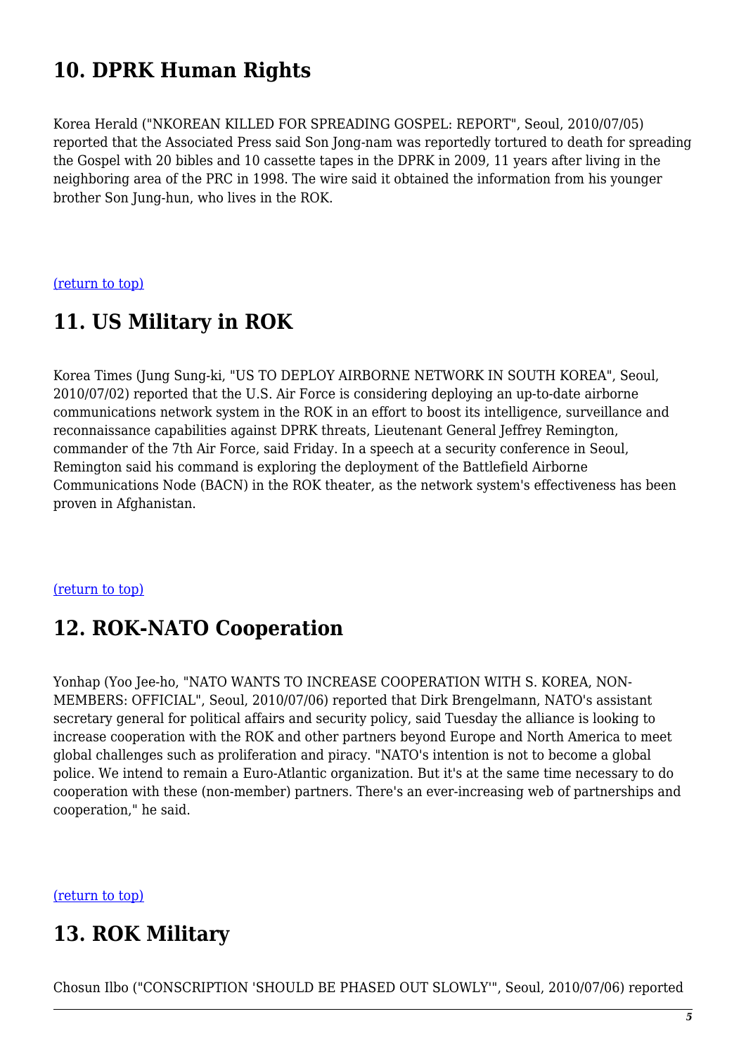## 10. DPRK Human Rights

Korea Herald ("NKOREAN KILLED FOR SPREADING GOSPEL: REPORT", Seoul, 2010/07/05) reported that the Associated Press said Son Jong-nam was reportedly tortured to death for spreading the Gospel with 20 bibles and 10 cassette tapes in the DPRK in 2009, 11 years after living in the neighboring area of the PRC in 1998. The wire said it obtained the information from his younger brother Son Jung-hun, who lives in the ROK.

(return to top)

## 11. US Military in ROK

Korea Times (Jung Sung-ki, "US TO DEPLOY AIRBORNE NETWORK IN SOUTH KOREA", Seoul, 2010/07/02) reported that the U.S. Air Force is considering deploying an up-to-date airborne communications network system in the ROK in an effort to boost its intelligence, surveillance and reconnaissance capabilities against DPRK threats, Lieutenant General Jeffrey Remington, commander of the 7th Air Force, said Friday. In a speech at a security conference in Seoul, Remington said his command is exploring the deployment of the Battlefield Airborne Communications Node (BACN) in the ROK theater, as the network system's effectiveness has been proven in Afghanistan.

(return to top)

## 12. ROK-NATO Cooperation

Yonhap (Yoo Jee-ho, "NATO WANTS TO INCREASE COOPERATION WITH S. KOREA, NON-MEMBERS: OFFICIAL", Seoul, 2010/07/06) reported that Dirk Brengelmann, NATO's assistant secretary general for political affairs and security policy, said Tuesday the alliance is looking to increase cooperation with the ROK and other partners beyond Europe and North America to meet global challenges such as proliferation and piracy. "NATO's intention is not to become a global police. We intend to remain a Euro-Atlantic organization. But it's at the same time necessary to do cooperation with these (non-member) partners. There's an ever-increasing web of partnerships and cooperation," he said.

(return to top)

## 13. ROK Military

Chosun Ilbo ("CONSCRIPTION 'SHOULD BE PHASED OUT SLOWLY'", Seoul, 2010/07/06) reported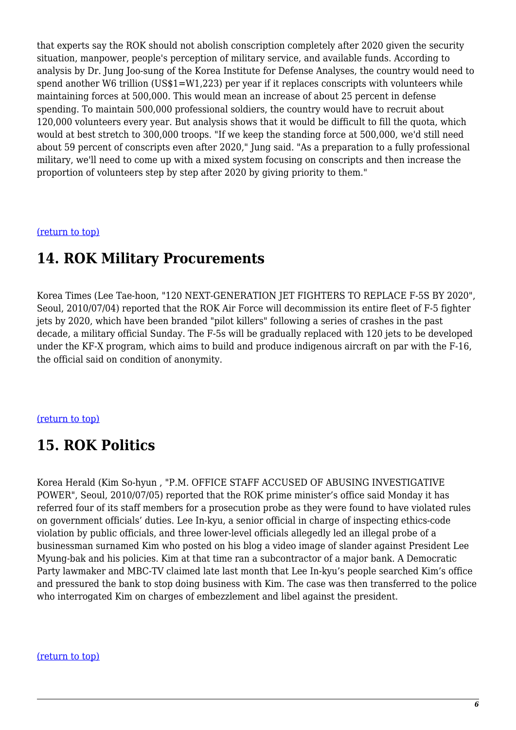that experts say the ROK should not abolish conscription completely after 2020 given the security situation, manpower, people's perception of military service, and available funds. According to analysis by Dr. Jung Joo-sung of the Korea Institute for Defense Analyses, the country would need to spend another W6 trillion (US$1=W1,223) per year if it replaces conscripts with volunteers while maintaining forces at 500,000. This would mean an increase of about 25 percent in defense spending. To maintain 500,000 professional soldiers, the country would have to recruit about 120,000 volunteers every year. But analysis shows that it would be difficult to fill the quota, which would at best stretch to 300,000 troops. "If we keep the standing force at 500,000, we'd still need about 59 percent of conscripts even after 2020," Jung said. "As a preparation to a fully professional military, we'll need to come up with a mixed system focusing on conscripts and then increase the proportion of volunteers step by step after 2020 by giving priority to them."

(return to top)

## 14. ROK Military Procurements

Korea Times (Lee Tae-hoon, "120 NEXT-GENERATION JET FIGHTERS TO REPLACE F-5S BY 2020", Seoul, 2010/07/04) reported that the ROK Air Force will decommission its entire fleet of F-5 fighter jets by 2020, which have been branded "pilot killers" following a series of crashes in the past decade, a military official Sunday. The F-5s will be gradually replaced with 120 jets to be developed under the KF-X program, which aims to build and produce indigenous aircraft on par with the F-16, the official said on condition of anonymity.

(return to top)

## 15. ROK Politics

Korea Herald (Kim So-hyun , "P.M. OFFICE STAFF ACCUSED OF ABUSING INVESTIGATIVE POWER", Seoul, 2010/07/05) reported that the ROK prime minister's office said Monday it has referred four of its staff members for a prosecution probe as they were found to have violated rules on government officials' duties. Lee In-kyu, a senior official in charge of inspecting ethics-code violation by public officials, and three lower-level officials allegedly led an illegal probe of a businessman surnamed Kim who posted on his blog a video image of slander against President Lee Myung-bak and his policies. Kim at that time ran a subcontractor of a major bank. A Democratic Party lawmaker and MBC-TV claimed late last month that Lee In-kyu's people searched Kim's office and pressured the bank to stop doing business with Kim. The case was then transferred to the police who interrogated Kim on charges of embezzlement and libel against the president.

(return to top)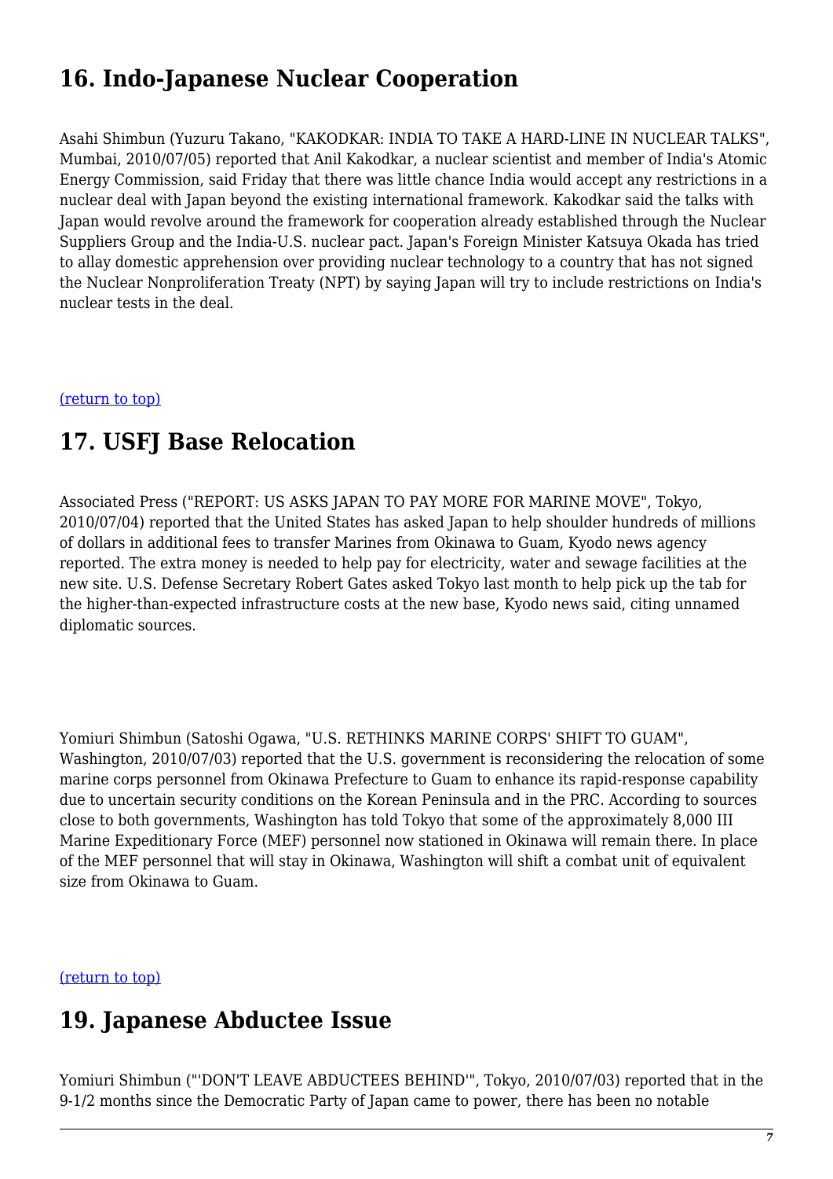## 16. Indo-Japanese Nuclear Cooperation

Asahi Shimbun (Yuzuru Takano, "KAKODKAR: INDIA TO TAKE A HARD-LINE IN NUCLEAR TALKS", Mumbai, 2010/07/05) reported that Anil Kakodkar, a nuclear scientist and member of India's Atomic Energy Commission, said Friday that there was little chance India would accept any restrictions in a nuclear deal with Japan beyond the existing international framework. Kakodkar said the talks with Japan would revolve around the framework for cooperation already established through the Nuclear Suppliers Group and the India-U.S. nuclear pact. Japan's Foreign Minister Katsuya Okada has tried to allay domestic apprehension over providing nuclear technology to a country that has not signed the Nuclear Nonproliferation Treaty (NPT) by saying Japan will try to include restrictions on India's nuclear tests in the deal.

(return to top)

## 17. USFJ Base Relocation

Associated Press ("REPORT: US ASKS JAPAN TO PAY MORE FOR MARINE MOVE", Tokyo, 2010/07/04) reported that the United States has asked Japan to help shoulder hundreds of millions of dollars in additional fees to transfer Marines from Okinawa to Guam, Kyodo news agency reported. The extra money is needed to help pay for electricity, water and sewage facilities at the new site. U.S. Defense Secretary Robert Gates asked Tokyo last month to help pick up the tab for the higher-than-expected infrastructure costs at the new base, Kyodo news said, citing unnamed diplomatic sources.

Yomiuri Shimbun (Satoshi Ogawa, "U.S. RETHINKS MARINE CORPS' SHIFT TO GUAM", Washington, 2010/07/03) reported that the U.S. government is reconsidering the relocation of some marine corps personnel from Okinawa Prefecture to Guam to enhance its rapid-response capability due to uncertain security conditions on the Korean Peninsula and in the PRC. According to sources close to both governments, Washington has told Tokyo that some of the approximately 8,000 III Marine Expeditionary Force (MEF) personnel now stationed in Okinawa will remain there. In place of the MEF personnel that will stay in Okinawa, Washington will shift a combat unit of equivalent size from Okinawa to Guam.

(return to top)

## 19. Japanese Abductee Issue

Yomiuri Shimbun ("'DON'T LEAVE ABDUCTEES BEHIND'", Tokyo, 2010/07/03) reported that in the 9-1/2 months since the Democratic Party of Japan came to power, there has been no notable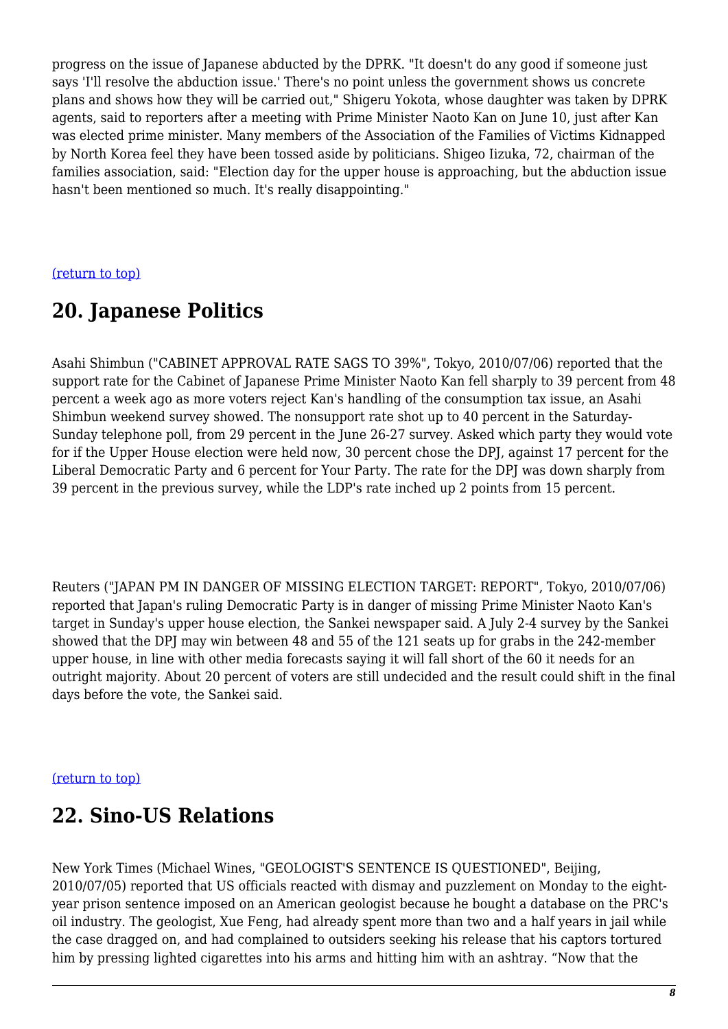progress on the issue of Japanese abducted by the DPRK. "It doesn't do any good if someone just says 'I'll resolve the abduction issue.' There's no point unless the government shows us concrete plans and shows how they will be carried out," Shigeru Yokota, whose daughter was taken by DPRK agents, said to reporters after a meeting with Prime Minister Naoto Kan on June 10, just after Kan was elected prime minister. Many members of the Association of the Families of Victims Kidnapped by North Korea feel they have been tossed aside by politicians. Shigeo Iizuka, 72, chairman of the families association, said: "Election day for the upper house is approaching, but the abduction issue hasn't been mentioned so much. It's really disappointing."

(return to top)

## 20. Japanese Politics

Asahi Shimbun ("CABINET APPROVAL RATE SAGS TO 39%", Tokyo, 2010/07/06) reported that the support rate for the Cabinet of Japanese Prime Minister Naoto Kan fell sharply to 39 percent from 48 percent a week ago as more voters reject Kan's handling of the consumption tax issue, an Asahi Shimbun weekend survey showed. The nonsupport rate shot up to 40 percent in the Saturday-Sunday telephone poll, from 29 percent in the June 26-27 survey. Asked which party they would vote for if the Upper House election were held now, 30 percent chose the DPJ, against 17 percent for the Liberal Democratic Party and 6 percent for Your Party. The rate for the DPJ was down sharply from 39 percent in the previous survey, while the LDP's rate inched up 2 points from 15 percent.

Reuters ("JAPAN PM IN DANGER OF MISSING ELECTION TARGET: REPORT", Tokyo, 2010/07/06) reported that Japan's ruling Democratic Party is in danger of missing Prime Minister Naoto Kan's target in Sunday's upper house election, the Sankei newspaper said. A July 2-4 survey by the Sankei showed that the DPJ may win between 48 and 55 of the 121 seats up for grabs in the 242-member upper house, in line with other media forecasts saying it will fall short of the 60 it needs for an outright majority. About 20 percent of voters are still undecided and the result could shift in the final days before the vote, the Sankei said.

(return to top)

## 22. Sino-US Relations

New York Times (Michael Wines, "GEOLOGIST'S SENTENCE IS QUESTIONED", Beijing, 2010/07/05) reported that US officials reacted with dismay and puzzlement on Monday to the eight-year prison sentence imposed on an American geologist because he bought a database on the PRC's oil industry. The geologist, Xue Feng, had already spent more than two and a half years in jail while the case dragged on, and had complained to outsiders seeking his release that his captors tortured him by pressing lighted cigarettes into his arms and hitting him with an ashtray. "Now that the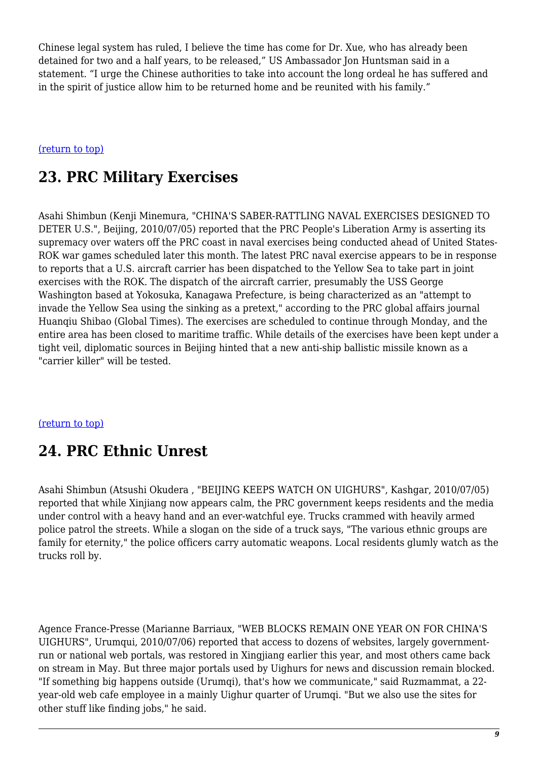Chinese legal system has ruled, I believe the time has come for Dr. Xue, who has already been detained for two and a half years, to be released," US Ambassador Jon Huntsman said in a statement. "I urge the Chinese authorities to take into account the long ordeal he has suffered and in the spirit of justice allow him to be returned home and be reunited with his family."

(return to top)

## 23. PRC Military Exercises

Asahi Shimbun (Kenji Minemura, "CHINA'S SABER-RATTLING NAVAL EXERCISES DESIGNED TO DETER U.S.", Beijing, 2010/07/05) reported that the PRC People's Liberation Army is asserting its supremacy over waters off the PRC coast in naval exercises being conducted ahead of United States-ROK war games scheduled later this month. The latest PRC naval exercise appears to be in response to reports that a U.S. aircraft carrier has been dispatched to the Yellow Sea to take part in joint exercises with the ROK. The dispatch of the aircraft carrier, presumably the USS George Washington based at Yokosuka, Kanagawa Prefecture, is being characterized as an "attempt to invade the Yellow Sea using the sinking as a pretext," according to the PRC global affairs journal Huanqiu Shibao (Global Times). The exercises are scheduled to continue through Monday, and the entire area has been closed to maritime traffic. While details of the exercises have been kept under a tight veil, diplomatic sources in Beijing hinted that a new anti-ship ballistic missile known as a "carrier killer" will be tested.

(return to top)

## 24. PRC Ethnic Unrest

Asahi Shimbun (Atsushi Okudera , "BEIJING KEEPS WATCH ON UIGHURS", Kashgar, 2010/07/05) reported that while Xinjiang now appears calm, the PRC government keeps residents and the media under control with a heavy hand and an ever-watchful eye. Trucks crammed with heavily armed police patrol the streets. While a slogan on the side of a truck says, "The various ethnic groups are family for eternity," the police officers carry automatic weapons. Local residents glumly watch as the trucks roll by.

Agence France-Presse (Marianne Barriaux, "WEB BLOCKS REMAIN ONE YEAR ON FOR CHINA'S UIGHURS", Urumqui, 2010/07/06) reported that access to dozens of websites, largely government-run or national web portals, was restored in Xingjiang earlier this year, and most others came back on stream in May. But three major portals used by Uighurs for news and discussion remain blocked. "If something big happens outside (Urumqi), that's how we communicate," said Ruzmammat, a 22-year-old web cafe employee in a mainly Uighur quarter of Urumqi. "But we also use the sites for other stuff like finding jobs," he said.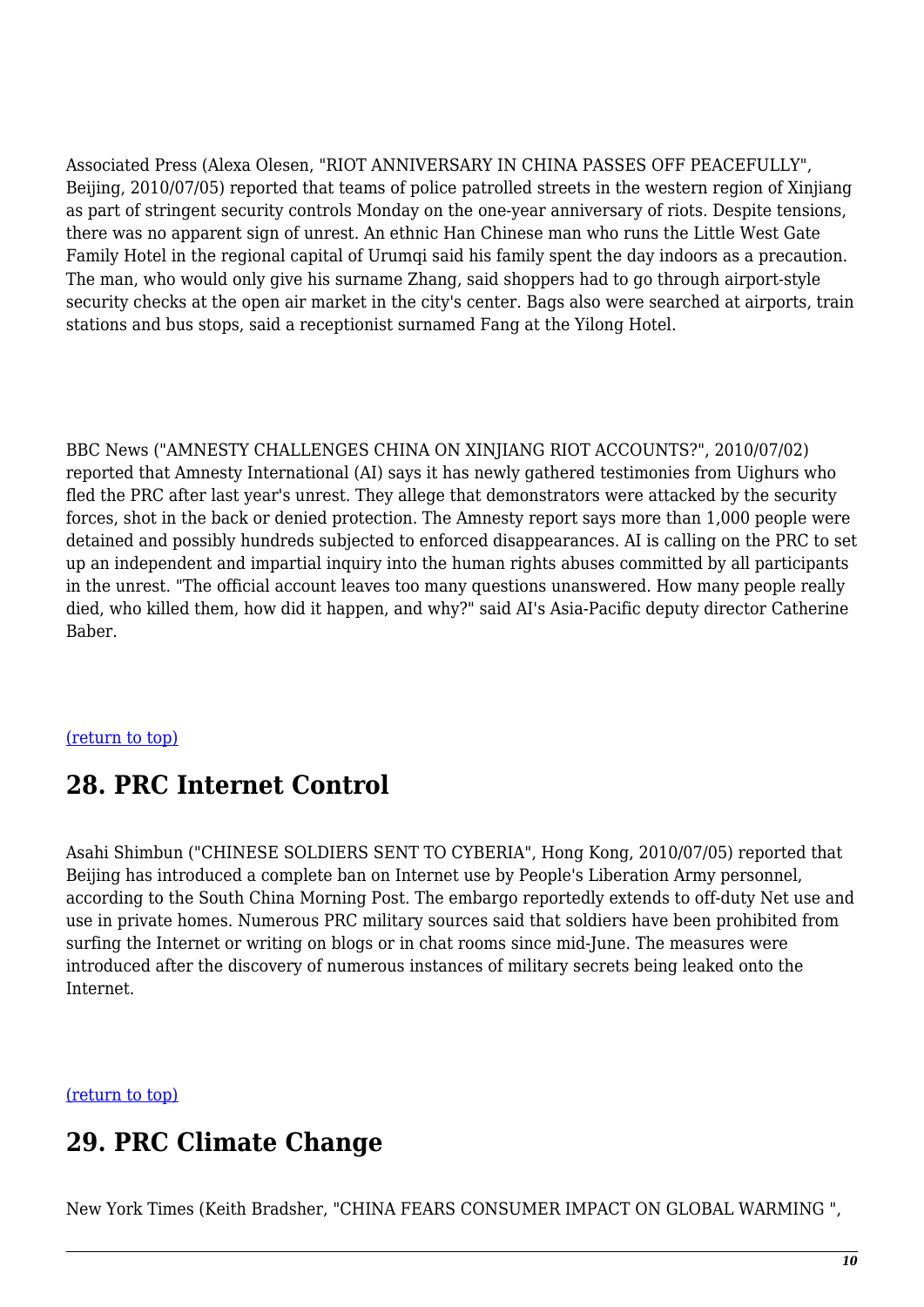Associated Press (Alexa Olesen, "RIOT ANNIVERSARY IN CHINA PASSES OFF PEACEFULLY", Beijing, 2010/07/05) reported that teams of police patrolled streets in the western region of Xinjiang as part of stringent security controls Monday on the one-year anniversary of riots. Despite tensions, there was no apparent sign of unrest. An ethnic Han Chinese man who runs the Little West Gate Family Hotel in the regional capital of Urumqi said his family spent the day indoors as a precaution. The man, who would only give his surname Zhang, said shoppers had to go through airport-style security checks at the open air market in the city's center. Bags also were searched at airports, train stations and bus stops, said a receptionist surnamed Fang at the Yilong Hotel.

BBC News ("AMNESTY CHALLENGES CHINA ON XINJIANG RIOT ACCOUNTS?", 2010/07/02) reported that Amnesty International (AI) says it has newly gathered testimonies from Uighurs who fled the PRC after last year's unrest. They allege that demonstrators were attacked by the security forces, shot in the back or denied protection. The Amnesty report says more than 1,000 people were detained and possibly hundreds subjected to enforced disappearances. AI is calling on the PRC to set up an independent and impartial inquiry into the human rights abuses committed by all participants in the unrest. "The official account leaves too many questions unanswered. How many people really died, who killed them, how did it happen, and why?" said AI's Asia-Pacific deputy director Catherine Baber.

(return to top)

## 28. PRC Internet Control

Asahi Shimbun ("CHINESE SOLDIERS SENT TO CYBERIA", Hong Kong, 2010/07/05) reported that Beijing has introduced a complete ban on Internet use by People's Liberation Army personnel, according to the South China Morning Post. The embargo reportedly extends to off-duty Net use and use in private homes. Numerous PRC military sources said that soldiers have been prohibited from surfing the Internet or writing on blogs or in chat rooms since mid-June. The measures were introduced after the discovery of numerous instances of military secrets being leaked onto the Internet.

(return to top)

## 29. PRC Climate Change

New York Times (Keith Bradsher, "CHINA FEARS CONSUMER IMPACT ON GLOBAL WARMING ",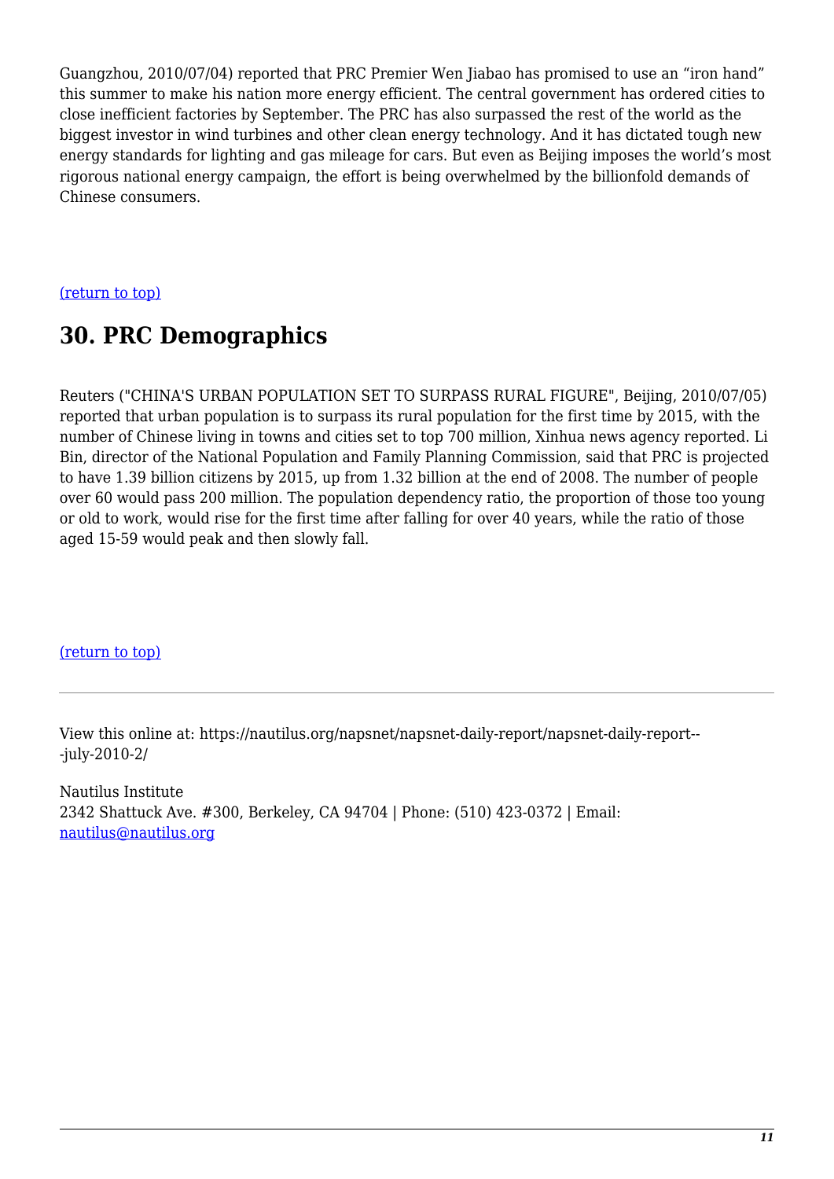Guangzhou, 2010/07/04) reported that PRC Premier Wen Jiabao has promised to use an “iron hand” this summer to make his nation more energy efficient. The central government has ordered cities to close inefficient factories by September. The PRC has also surpassed the rest of the world as the biggest investor in wind turbines and other clean energy technology. And it has dictated tough new energy standards for lighting and gas mileage for cars. But even as Beijing imposes the world’s most rigorous national energy campaign, the effort is being overwhelmed by the billionfold demands of Chinese consumers.

[(return to top)](#top)

## 30. PRC Demographics

Reuters ("CHINA'S URBAN POPULATION SET TO SURPASS RURAL FIGURE", Beijing, 2010/07/05) reported that urban population is to surpass its rural population for the first time by 2015, with the number of Chinese living in towns and cities set to top 700 million, Xinhua news agency reported. Li Bin, director of the National Population and Family Planning Commission, said that PRC is projected to have 1.39 billion citizens by 2015, up from 1.32 billion at the end of 2008. The number of people over 60 would pass 200 million. The population dependency ratio, the proportion of those too young or old to work, would rise for the first time after falling for over 40 years, while the ratio of those aged 15-59 would peak and then slowly fall.

[(return to top)](#top)

---

View this online at: https://nautilus.org/napsnet/napsnet-daily-report/napsnet-daily-report---july-2010-2/

Nautilus Institute
2342 Shattuck Ave. #300, Berkeley, CA 94704 | Phone: (510) 423-0372 | Email: [nautilus@nautilus.org](mailto:nautilus@nautilus.org)